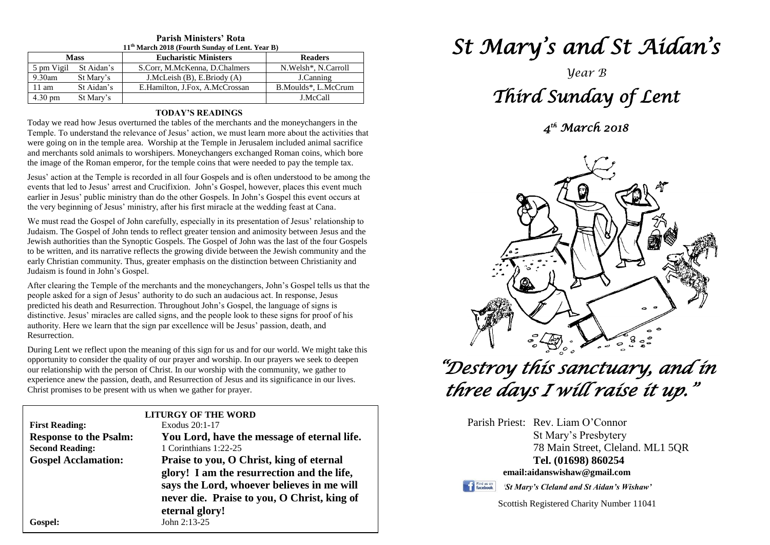**Parish Ministers' Rota**
**11th March 2018 (Fourth Sunday of Lent. Year B)**

| Mass | | Eucharistic Ministers | Readers |
|---|---|---|---|
| 5 pm Vigil | St Aidan's | S.Corr, M.McKenna, D.Chalmers | N.Welsh*, N.Carroll |
| 9.30am | St Mary's | J.McLeish (B), E.Briody (A) | J.Canning |
| 11 am | St Aidan's | E.Hamilton, J.Fox, A.McCrossan | B.Moulds*, L.McCrum |
| 4.30 pm | St Mary's | | J.McCall |

**TODAY'S READINGS**

Today we read how Jesus overturned the tables of the merchants and the moneychangers in the Temple. To understand the relevance of Jesus' action, we must learn more about the activities that were going on in the temple area. Worship at the Temple in Jerusalem included animal sacrifice and merchants sold animals to worshipers. Moneychangers exchanged Roman coins, which bore the image of the Roman emperor, for the temple coins that were needed to pay the temple tax.

Jesus' action at the Temple is recorded in all four Gospels and is often understood to be among the events that led to Jesus' arrest and Crucifixion. John's Gospel, however, places this event much earlier in Jesus' public ministry than do the other Gospels. In John's Gospel this event occurs at the very beginning of Jesus' ministry, after his first miracle at the wedding feast at Cana.

We must read the Gospel of John carefully, especially in its presentation of Jesus' relationship to Judaism. The Gospel of John tends to reflect greater tension and animosity between Jesus and the Jewish authorities than the Synoptic Gospels. The Gospel of John was the last of the four Gospels to be written, and its narrative reflects the growing divide between the Jewish community and the early Christian community. Thus, greater emphasis on the distinction between Christianity and Judaism is found in John's Gospel.

After clearing the Temple of the merchants and the moneychangers, John's Gospel tells us that the people asked for a sign of Jesus' authority to do such an audacious act. In response, Jesus predicted his death and Resurrection. Throughout John's Gospel, the language of signs is distinctive. Jesus' miracles are called signs, and the people look to these signs for proof of his authority. Here we learn that the sign par excellence will be Jesus' passion, death, and Resurrection.

During Lent we reflect upon the meaning of this sign for us and for our world. We might take this opportunity to consider the quality of our prayer and worship. In our prayers we seek to deepen our relationship with the person of Christ. In our worship with the community, we gather to experience anew the passion, death, and Resurrection of Jesus and its significance in our lives. Christ promises to be present with us when we gather for prayer.

**LITURGY OF THE WORD**

| | |
|---|---|
| **First Reading:** | Exodus 20:1-17 |
| **Response to the Psalm:** | **You Lord, have the message of eternal life.** |
| **Second Reading:** | 1 Corinthians 1:22-25 |
| **Gospel Acclamation:** | **Praise to you, O Christ, king of eternal glory! I am the resurrection and the life, says the Lord, whoever believes in me will never die. Praise to you, O Christ, king of eternal glory!** |
| **Gospel:** | John 2:13-25 |

# *St Mary's and St Aidan's*

*Year B*

# *Third Sunday of Lent*

*4th March 2018*

## *"Destroy this sanctuary, and in three days I will raise it up."*

Parish Priest: Rev. Liam O'Connor
St Mary's Presbytery
78 Main Street, Cleland. ML1 5QR
**Tel. (01698) 860254**
**email:aidanswishaw@gmail.com**

*'St Mary's Cleland and St Aidan's Wishaw'*

Scottish Registered Charity Number 11041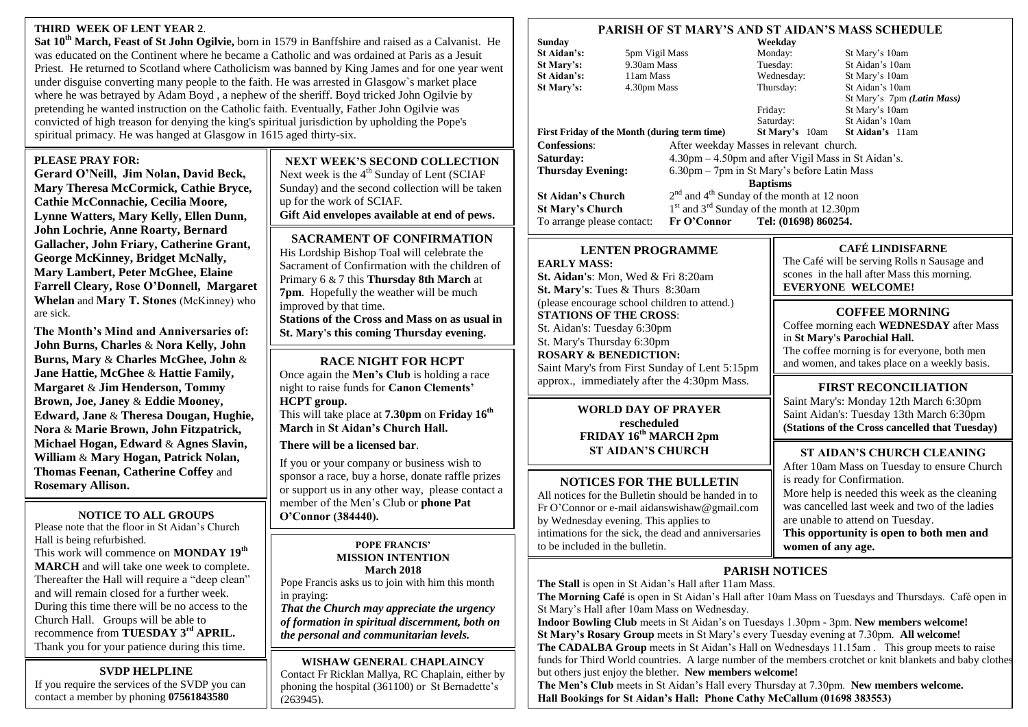## THIRD WEEK OF LENT YEAR 2.

**Sat 10th March, Feast of St John Ogilvie,** born in 1579 in Banffshire and raised as a Calvanist. He was educated on the Continent where he became a Catholic and was ordained at Paris as a Jesuit Priest. He returned to Scotland where Catholicism was banned by King James and for one year went under disguise converting many people to the faith. He was arrested in Glasgow`s market place where he was betrayed by Adam Boyd , a nephew of the sheriff. Boyd tricked John Ogilvie by pretending he wanted instruction on the Catholic faith. Eventually, Father John Ogilvie was convicted of high treason for denying the king's spiritual jurisdiction by upholding the Pope's spiritual primacy. He was hanged at Glasgow in 1615 aged thirty-six.

### PLEASE PRAY FOR:

**Gerard O'Neill, Jim Nolan, David Beck, Mary Theresa McCormick, Cathie Bryce, Cathie McConnachie, Cecilia Moore, Lynne Watters, Mary Kelly, Ellen Dunn, John Lochrie, Anne Roarty, Bernard Gallacher, John Friary, Catherine Grant, George McKinney, Bridget McNally, Mary Lambert, Peter McGhee, Elaine Farrell Cleary, Rose O'Donnell, Margaret Whelan** and **Mary T. Stones** (McKinney) who are sick.

**The Month's Mind and Anniversaries of: John Burns, Charles** & **Nora Kelly, John Burns, Mary** & **Charles McGhee, John** & **Jane Hattie, McGhee** & **Hattie Family, Margaret** & **Jim Henderson, Tommy Brown, Joe, Janey** & **Eddie Mooney, Edward, Jane** & **Theresa Dougan, Hughie, Nora** & **Marie Brown, John Fitzpatrick, Michael Hogan, Edward** & **Agnes Slavin, William** & **Mary Hogan, Patrick Nolan, Thomas Feenan, Catherine Coffey** and **Rosemary Allison.**

### NOTICE TO ALL GROUPS

Please note that the floor in St Aidan's Church Hall is being refurbished.
This work will commence on **MONDAY 19th MARCH** and will take one week to complete. Thereafter the Hall will require a "deep clean" and will remain closed for a further week. During this time there will be no access to the Church Hall. Groups will be able to recommence from **TUESDAY 3rd APRIL.**
Thank you for your patience during this time.

### SVDP HELPLINE

If you require the services of the SVDP you can contact a member by phoning **07561843580**

### NEXT WEEK'S SECOND COLLECTION

Next week is the 4th Sunday of Lent (SCIAF Sunday) and the second collection will be taken up for the work of SCIAF.
**Gift Aid envelopes available at end of pews.**

### SACRAMENT OF CONFIRMATION

His Lordship Bishop Toal will celebrate the Sacrament of Confirmation with the children of Primary 6 & 7 this **Thursday 8th March** at **7pm**. Hopefully the weather will be much improved by that time.
**Stations of the Cross and Mass on as usual in St. Mary's this coming Thursday evening.**

### RACE NIGHT FOR HCPT

Once again the **Men's Club** is holding a race night to raise funds for **Canon Clements' HCPT group.**
This will take place at **7.30pm** on **Friday 16th March** in **St Aidan's Church Hall.**

**There will be a licensed bar**.

If you or your company or business wish to sponsor a race, buy a horse, donate raffle prizes or support us in any other way, please contact a member of the Men's Club or **phone Pat O'Connor (384440).**

### POPE FRANCIS' MISSION INTENTION March 2018

Pope Francis asks us to join with him this month in praying:
***That the Church may appreciate the urgency of formation in spiritual discernment, both on the personal and communitarian levels.***

### WISHAW GENERAL CHAPLAINCY

Contact Fr Ricklan Mallya, RC Chaplain, either by phoning the hospital (361100) or St Bernadette's (263945).

## PARISH OF ST MARY'S AND ST AIDAN'S MASS SCHEDULE

| Sunday | | Weekday | |
|---|---|---|---|
| **St Aidan's:** | 5pm Vigil Mass | Monday: | St Mary's 10am |
| **St Mary's:** | 9.30am Mass | Tuesday: | St Aidan's 10am |
| **St Aidan's:** | 11am Mass | Wednesday: | St Mary's 10am |
| **St Mary's:** | 4.30pm Mass | Thursday: | St Aidan's 10am; St Mary's 7pm *(Latin Mass)* |
| | | Friday: | St Mary's 10am |
| | | Saturday: | St Aidan's 10am |
| **First Friday of the Month (during term time)** | | **St Mary's** 10am | **St Aidan's** 11am |

**Confessions**: After weekday Masses in relevant church.
**Saturday:** 4.30pm – 4.50pm and after Vigil Mass in St Aidan's.
**Thursday Evening:** 6.30pm – 7pm in St Mary's before Latin Mass

**Baptisms**
**St Aidan's Church** 2nd and 4th Sunday of the month at 12 noon
**St Mary's Church** 1st and 3rd Sunday of the month at 12.30pm
To arrange please contact: **Fr O'Connor Tel: (01698) 860254.**

### LENTEN PROGRAMME

**EARLY MASS:**
**St. Aidan's**: Mon, Wed & Fri 8:20am
**St. Mary's**: Tues & Thurs 8:30am
(please encourage school children to attend.)
**STATIONS OF THE CROSS**:
St. Aidan's: Tuesday 6:30pm
St. Mary's Thursday 6:30pm
**ROSARY & BENEDICTION:**
Saint Mary's from First Sunday of Lent 5:15pm approx., immediately after the 4:30pm Mass.

### WORLD DAY OF PRAYER rescheduled FRIDAY 16th MARCH 2pm ST AIDAN'S CHURCH

### NOTICES FOR THE BULLETIN

All notices for the Bulletin should be handed in to Fr O'Connor or e-mail aidanswishaw@gmail.com by Wednesday evening. This applies to intimations for the sick, the dead and anniversaries to be included in the bulletin.

### CAFÉ LINDISFARNE

The Café will be serving Rolls n Sausage and scones in the hall after Mass this morning.
**EVERYONE WELCOME!**

### COFFEE MORNING

Coffee morning each **WEDNESDAY** after Mass in **St Mary's Parochial Hall.**
The coffee morning is for everyone, both men and women, and takes place on a weekly basis.

### FIRST RECONCILIATION

Saint Mary's: Monday 12th March 6:30pm
Saint Aidan's: Tuesday 13th March 6:30pm
**(Stations of the Cross cancelled that Tuesday)**

### ST AIDAN'S CHURCH CLEANING

After 10am Mass on Tuesday to ensure Church is ready for Confirmation.
More help is needed this week as the cleaning was cancelled last week and two of the ladies are unable to attend on Tuesday.
**This opportunity is open to both men and women of any age.**

## PARISH NOTICES

**The Stall** is open in St Aidan's Hall after 11am Mass.
**The Morning Café** is open in St Aidan's Hall after 10am Mass on Tuesdays and Thursdays. Café open in St Mary's Hall after 10am Mass on Wednesday.
**Indoor Bowling Club** meets in St Aidan's on Tuesdays 1.30pm - 3pm. **New members welcome!**
**St Mary's Rosary Group** meets in St Mary's every Tuesday evening at 7.30pm. **All welcome!**
**The CADALBA Group** meets in St Aidan's Hall on Wednesdays 11.15am . This group meets to raise funds for Third World countries. A large number of the members crotchet or knit blankets and baby clothes but others just enjoy the blether. **New members welcome!**
**The Men's Club** meets in St Aidan's Hall every Thursday at 7.30pm. **New members welcome.**
**Hall Bookings for St Aidan's Hall: Phone Cathy McCallum (01698 383553)**